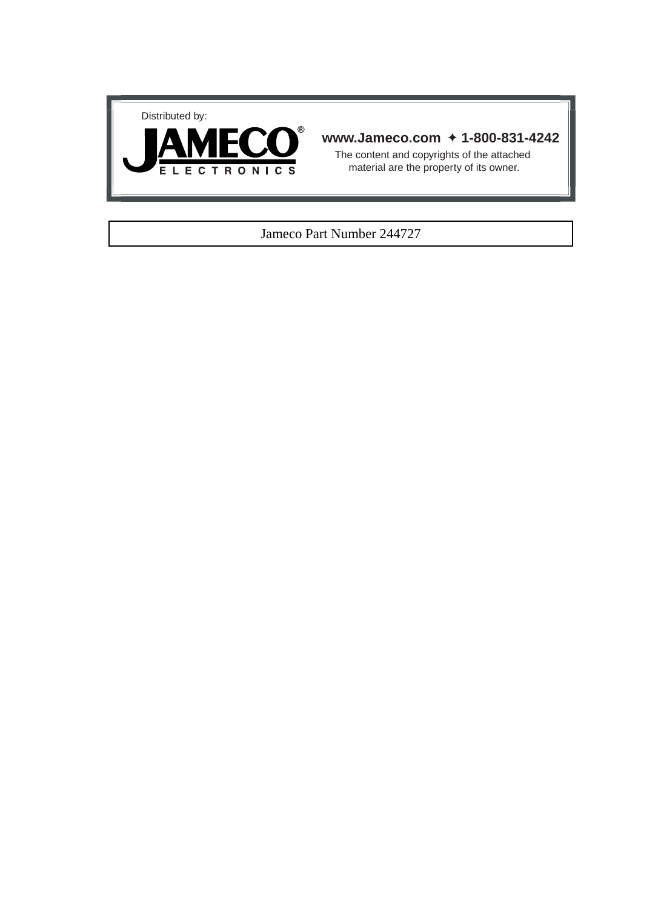Distributed by:

**JAMECO®**
**ELECTRONICS**

**www.Jameco.com ✦ 1-800-831-4242**

The content and copyrights of the attached material are the property of its owner.

Jameco Part Number 244727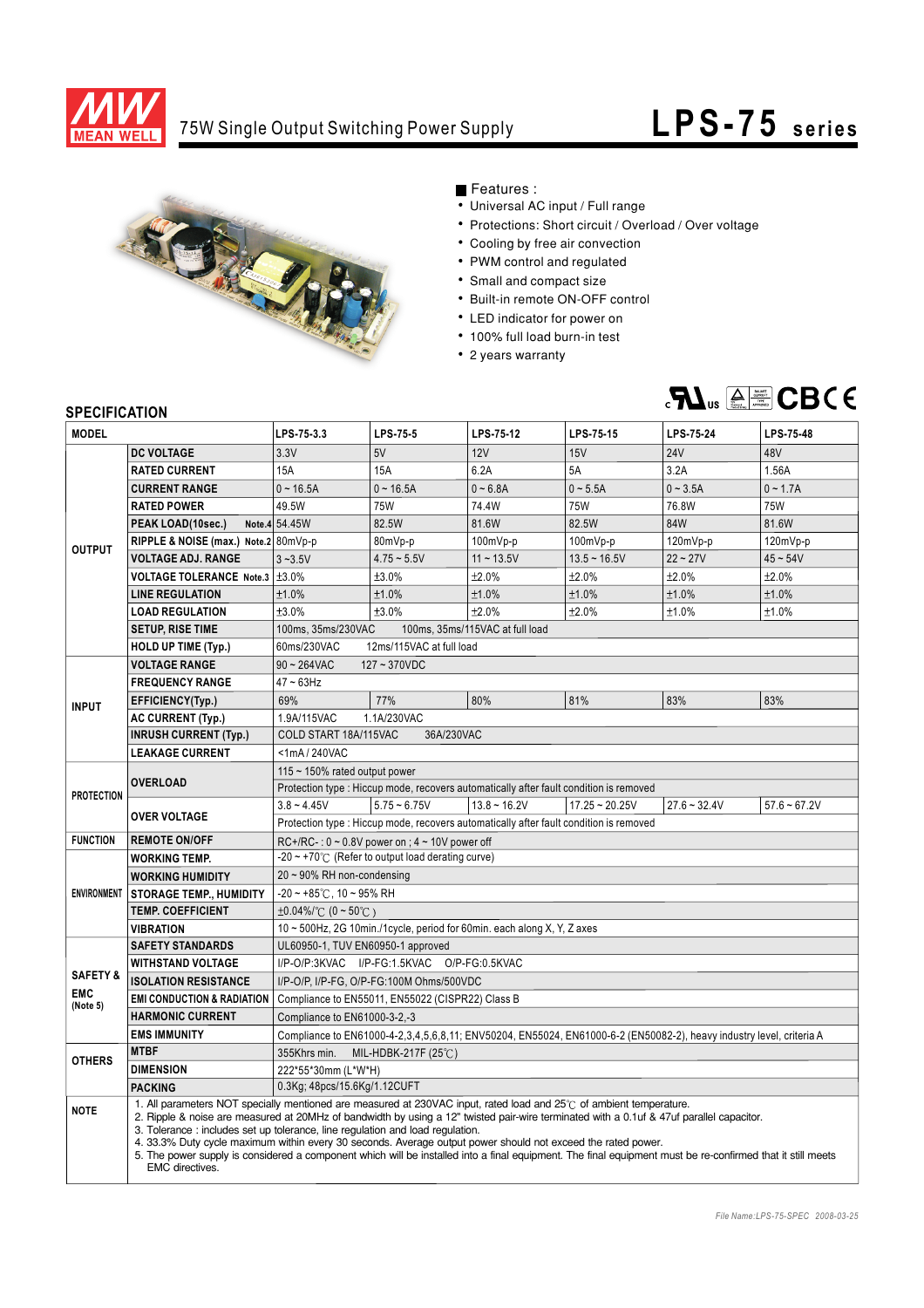# 75W Single Output Switching Power Supply

## LPS-75 series

■ Features :

- Universal AC input / Full range
- Protections: Short circuit / Overload / Over voltage
- Cooling by free air convection
- PWM control and regulated
- Small and compact size
- Built-in remote ON-OFF control
- LED indicator for power on
- 100% full load burn-in test
- 2 years warranty

## SPECIFICATION

| MODEL | | LPS-75-3.3 | LPS-75-5 | LPS-75-12 | LPS-75-15 | LPS-75-24 | LPS-75-48 |
|---|---|---|---|---|---|---|---|
| OUTPUT | DC VOLTAGE | 3.3V | 5V | 12V | 15V | 24V | 48V |
| | RATED CURRENT | 15A | 15A | 6.2A | 5A | 3.2A | 1.56A |
| | CURRENT RANGE | 0 ~ 16.5A | 0 ~ 16.5A | 0 ~ 6.8A | 0 ~ 5.5A | 0 ~ 3.5A | 0 ~ 1.7A |
| | RATED POWER | 49.5W | 75W | 74.4W | 75W | 76.8W | 75W |
| | PEAK LOAD(10sec.) Note.4 | 54.45W | 82.5W | 81.6W | 82.5W | 84W | 81.6W |
| | RIPPLE & NOISE (max.) Note.2 | 80mVp-p | 80mVp-p | 100mVp-p | 100mVp-p | 120mVp-p | 120mVp-p |
| | VOLTAGE ADJ. RANGE | 3 ~3.5V | 4.75 ~ 5.5V | 11 ~ 13.5V | 13.5 ~ 16.5V | 22 ~ 27V | 45 ~ 54V |
| | VOLTAGE TOLERANCE Note.3 | ±3.0% | ±3.0% | ±2.0% | ±2.0% | ±2.0% | ±2.0% |
| | LINE REGULATION | ±1.0% | ±1.0% | ±1.0% | ±1.0% | ±1.0% | ±1.0% |
| | LOAD REGULATION | ±3.0% | ±3.0% | ±2.0% | ±2.0% | ±1.0% | ±1.0% |
| | SETUP, RISE TIME | 100ms, 35ms/230VAC 100ms, 35ms/115VAC at full load | | | | | |
| | HOLD UP TIME (Typ.) | 60ms/230VAC 12ms/115VAC at full load | | | | | |
| INPUT | VOLTAGE RANGE | 90 ~ 264VAC 127 ~ 370VDC | | | | | |
| | FREQUENCY RANGE | 47 ~ 63Hz | | | | | |
| | EFFICIENCY(Typ.) | 69% | 77% | 80% | 81% | 83% | 83% |
| | AC CURRENT (Typ.) | 1.9A/115VAC 1.1A/230VAC | | | | | |
| | INRUSH CURRENT (Typ.) | COLD START 18A/115VAC 36A/230VAC | | | | | |
| | LEAKAGE CURRENT | <1mA / 240VAC | | | | | |
| PROTECTION | OVERLOAD | 115 ~ 150% rated output power | | | | | |
| | | Protection type : Hiccup mode, recovers automatically after fault condition is removed | | | | | |
| | OVER VOLTAGE | 3.8 ~ 4.45V | 5.75 ~ 6.75V | 13.8 ~ 16.2V | 17.25 ~ 20.25V | 27.6 ~ 32.4V | 57.6 ~ 67.2V |
| | | Protection type : Hiccup mode, recovers automatically after fault condition is removed | | | | | |
| FUNCTION | REMOTE ON/OFF | RC+/RC- : 0 ~ 0.8V power on ; 4 ~ 10V power off | | | | | |
| ENVIRONMENT | WORKING TEMP. | -20 ~ +70℃ (Refer to output load derating curve) | | | | | |
| | WORKING HUMIDITY | 20 ~ 90% RH non-condensing | | | | | |
| | STORAGE TEMP., HUMIDITY | -20 ~ +85℃, 10 ~ 95% RH | | | | | |
| | TEMP. COEFFICIENT | ±0.04%/℃ (0 ~ 50℃) | | | | | |
| | VIBRATION | 10 ~ 500Hz, 2G 10min./1cycle, period for 60min. each along X, Y, Z axes | | | | | |
| SAFETY & EMC (Note 5) | SAFETY STANDARDS | UL60950-1, TUV EN60950-1 approved | | | | | |
| | WITHSTAND VOLTAGE | I/P-O/P:3KVAC I/P-FG:1.5KVAC O/P-FG:0.5KVAC | | | | | |
| | ISOLATION RESISTANCE | I/P-O/P, I/P-FG, O/P-FG:100M Ohms/500VDC | | | | | |
| | EMI CONDUCTION & RADIATION | Compliance to EN55011, EN55022 (CISPR22) Class B | | | | | |
| | HARMONIC CURRENT | Compliance to EN61000-3-2,-3 | | | | | |
| | EMS IMMUNITY | Compliance to EN61000-4-2,3,4,5,6,8,11; ENV50204, EN55024, EN61000-6-2 (EN50082-2), heavy industry level, criteria A | | | | | |
| OTHERS | MTBF | 355Khrs min. MIL-HDBK-217F (25℃) | | | | | |
| | DIMENSION | 222*55*30mm (L*W*H) | | | | | |
| | PACKING | 0.3Kg; 48pcs/15.6Kg/1.12CUFT | | | | | |

**NOTE**

1. All parameters NOT specially mentioned are measured at 230VAC input, rated load and 25℃ of ambient temperature.
2. Ripple & noise are measured at 20MHz of bandwidth by using a 12" twisted pair-wire terminated with a 0.1uf & 47uf parallel capacitor.
3. Tolerance : includes set up tolerance, line regulation and load regulation.
4. 33.3% Duty cycle maximum within every 30 seconds. Average output power should not exceed the rated power.
5. The power supply is considered a component which will be installed into a final equipment. The final equipment must be re-confirmed that it still meets EMC directives.

*File Name:LPS-75-SPEC 2008-03-25*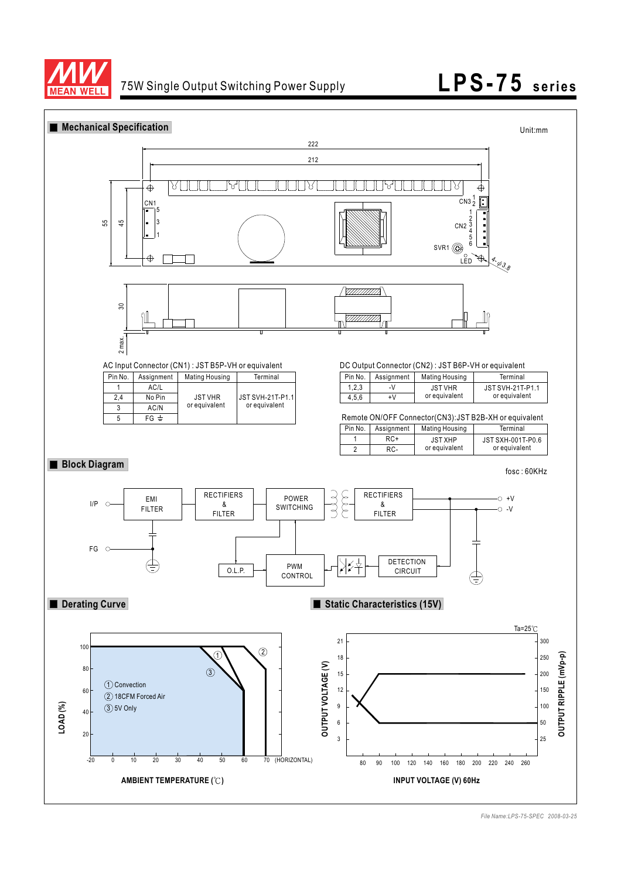# 75W Single Output Switching Power Supply

# LPS-75 series

## ■ Mechanical Specification

Unit:mm

AC Input Connector (CN1) : JST B5P-VH or equivalent

| Pin No. | Assignment | Mating Housing | Terminal |
|---|---|---|---|
| 1 | AC/L | JST VHR or equivalent | JST SVH-21T-P1.1 or equivalent |
| 2,4 | No Pin | | |
| 3 | AC/N | | |
| 5 | FG ⏚ | | |

DC Output Connector (CN2) : JST B6P-VH or equivalent

| Pin No. | Assignment | Mating Housing | Terminal |
|---|---|---|---|
| 1,2,3 | -V | JST VHR or equivalent | JST SVH-21T-P1.1 or equivalent |
| 4,5,6 | +V | | |

Remote ON/OFF Connector(CN3):JST B2B-XH or equivalent

| Pin No. | Assignment | Mating Housing | Terminal |
|---|---|---|---|
| 1 | RC+ | JST XHP or equivalent | JST SXH-001T-P0.6 or equivalent |
| 2 | RC- | | |

## ■ Block Diagram

fosc : 60KHz

## ■ Derating Curve

① Convection
② 18CFM Forced Air
③ 5V Only

## ■ Static Characteristics (15V)

Ta=25℃

*File Name:LPS-75-SPEC 2008-03-25*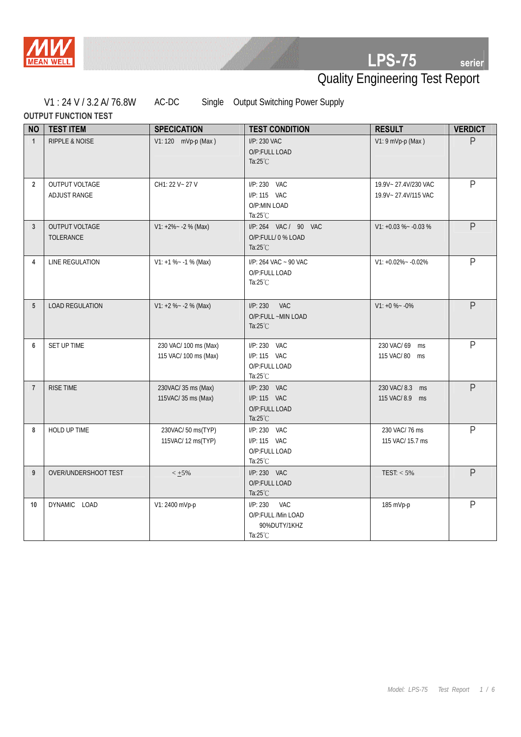# LPS-75 serier

## Quality Engineering Test Report

V1 : 24 V / 3.2 A/ 76.8W AC-DC Single Output Switching Power Supply

### OUTPUT FUNCTION TEST

| NO | TEST ITEM | SPECICATION | TEST CONDITION | RESULT | VERDICT |
|---|---|---|---|---|---|
| 1 | RIPPLE & NOISE | V1: 120 mVp-p (Max ) | I/P: 230 VAC<br>O/P:FULL LOAD<br>Ta:25℃ | V1: 9 mVp-p (Max ) | P |
| 2 | OUTPUT VOLTAGE ADJUST RANGE | CH1: 22 V~ 27 V | I/P: 230 VAC<br>I/P: 115 VAC<br>O/P:MIN LOAD<br>Ta:25℃ | 19.9V~ 27.4V/230 VAC<br>19.9V~ 27.4V/115 VAC | P |
| 3 | OUTPUT VOLTAGE TOLERANCE | V1: +2%~ -2 % (Max) | I/P: 264 VAC / 90 VAC<br>O/P:FULL/ 0 % LOAD<br>Ta:25℃ | V1: +0.03 %~ -0.03 % | P |
| 4 | LINE REGULATION | V1: +1 %~ -1 % (Max) | I/P: 264 VAC ~ 90 VAC<br>O/P:FULL LOAD<br>Ta:25℃ | V1: +0.02%~ -0.02% | P |
| 5 | LOAD REGULATION | V1: +2 %~ -2 % (Max) | I/P: 230 VAC<br>O/P:FULL ~MIN LOAD<br>Ta:25℃ | V1: +0 %~ -0% | P |
| 6 | SET UP TIME | 230 VAC/ 100 ms (Max)<br>115 VAC/ 100 ms (Max) | I/P: 230 VAC<br>I/P: 115 VAC<br>O/P:FULL LOAD<br>Ta:25℃ | 230 VAC/ 69 ms<br>115 VAC/ 80 ms | P |
| 7 | RISE TIME | 230VAC/ 35 ms (Max)<br>115VAC/ 35 ms (Max) | I/P: 230 VAC<br>I/P: 115 VAC<br>O/P:FULL LOAD<br>Ta:25℃ | 230 VAC/ 8.3 ms<br>115 VAC/ 8.9 ms | P |
| 8 | HOLD UP TIME | 230VAC/ 50 ms(TYP)<br>115VAC/ 12 ms(TYP) | I/P: 230 VAC<br>I/P: 115 VAC<br>O/P:FULL LOAD<br>Ta:25℃ | 230 VAC/ 76 ms<br>115 VAC/ 15.7 ms | P |
| 9 | OVER/UNDERSHOOT TEST | < ±5% | I/P: 230 VAC<br>O/P:FULL LOAD<br>Ta:25℃ | TEST: < 5% | P |
| 10 | DYNAMIC LOAD | V1: 2400 mVp-p | I/P: 230 VAC<br>O/P:FULL /Min LOAD<br>90%DUTY/1KHZ<br>Ta:25℃ | 185 mVp-p | P |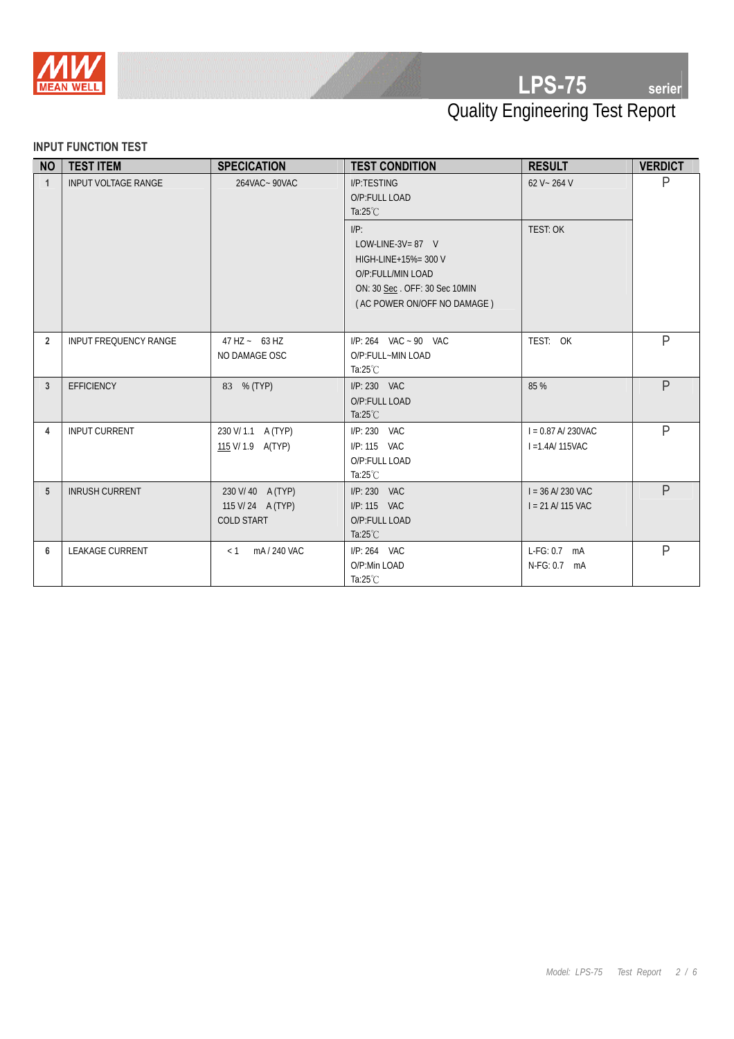# LPS-75 serier

## Quality Engineering Test Report

### INPUT FUNCTION TEST

| NO | TEST ITEM | SPECICATION | TEST CONDITION | RESULT | VERDICT |
|---|---|---|---|---|---|
| 1 | INPUT VOLTAGE RANGE | 264VAC~ 90VAC | I/P:TESTING<br>O/P:FULL LOAD<br>Ta:25℃ | 62 V~ 264 V | P |
| | | | I/P:<br>LOW-LINE-3V= 87 V<br>HIGH-LINE+15%= 300 V<br>O/P:FULL/MIN LOAD<br>ON: 30 Sec . OFF: 30 Sec 10MIN<br>( AC POWER ON/OFF NO DAMAGE ) | TEST: OK | |
| 2 | INPUT FREQUENCY RANGE | 47 HZ ~ 63 HZ<br>NO DAMAGE OSC | I/P: 264 VAC ~ 90 VAC<br>O/P:FULL~MIN LOAD<br>Ta:25℃ | TEST: OK | P |
| 3 | EFFICIENCY | 83 % (TYP) | I/P: 230 VAC<br>O/P:FULL LOAD<br>Ta:25℃ | 85 % | P |
| 4 | INPUT CURRENT | 230 V/ 1.1 A (TYP)<br>115 V/ 1.9 A(TYP) | I/P: 230 VAC<br>I/P: 115 VAC<br>O/P:FULL LOAD<br>Ta:25℃ | I = 0.87 A/ 230VAC<br>I =1.4A/ 115VAC | P |
| 5 | INRUSH CURRENT | 230 V/ 40 A (TYP)<br>115 V/ 24 A (TYP)<br>COLD START | I/P: 230 VAC<br>I/P: 115 VAC<br>O/P:FULL LOAD<br>Ta:25℃ | I = 36 A/ 230 VAC<br>I = 21 A/ 115 VAC | P |
| 6 | LEAKAGE CURRENT | < 1 mA / 240 VAC | I/P: 264 VAC<br>O/P:Min LOAD<br>Ta:25℃ | L-FG: 0.7 mA<br>N-FG: 0.7 mA | P |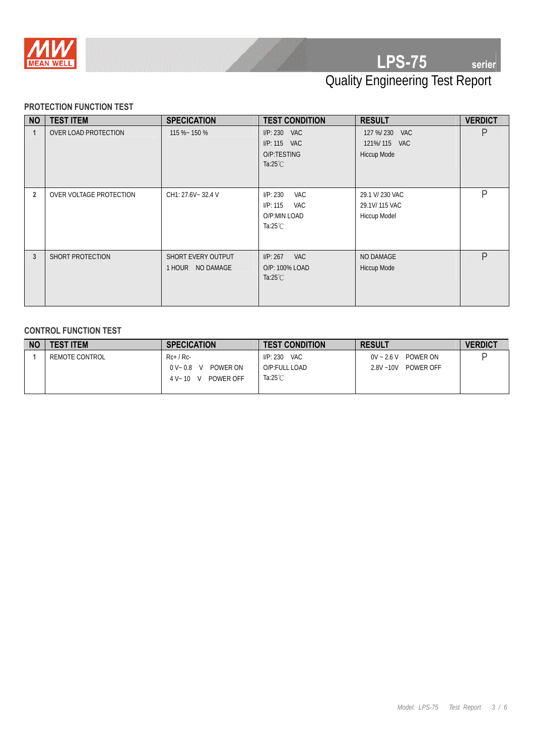# LPS-75 serier

## Quality Engineering Test Report

### PROTECTION FUNCTION TEST

| NO | TEST ITEM | SPECICATION | TEST CONDITION | RESULT | VERDICT |
|---|---|---|---|---|---|
| 1 | OVER LOAD PROTECTION | 115 %~ 150 % | I/P: 230 VAC<br>I/P: 115 VAC<br>O/P:TESTING<br>Ta:25℃ | 127 %/ 230 VAC<br>121%/ 115 VAC<br>Hiccup Mode | P |
| 2 | OVER VOLTAGE PROTECTION | CH1: 27.6V~ 32.4 V | I/P: 230 VAC<br>I/P: 115 VAC<br>O/P:MIN LOAD<br>Ta:25℃ | 29.1 V/ 230 VAC<br>29.1V/ 115 VAC<br>Hiccup Model | P |
| 3 | SHORT PROTECTION | SHORT EVERY OUTPUT<br>1 HOUR NO DAMAGE | I/P: 267 VAC<br>O/P: 100% LOAD<br>Ta:25℃ | NO DAMAGE<br>Hiccup Mode | P |

### CONTROL FUNCTION TEST

| NO | TEST ITEM | SPECICATION | TEST CONDITION | RESULT | VERDICT |
|---|---|---|---|---|---|
| 1 | REMOTE CONTROL | Rc+ / Rc-<br>0 V~ 0.8 V POWER ON<br>4 V~ 10 V POWER OFF | I/P: 230 VAC<br>O/P:FULL LOAD<br>Ta:25℃ | 0V ~ 2.6 V POWER ON<br>2.8V ~10V POWER OFF | P |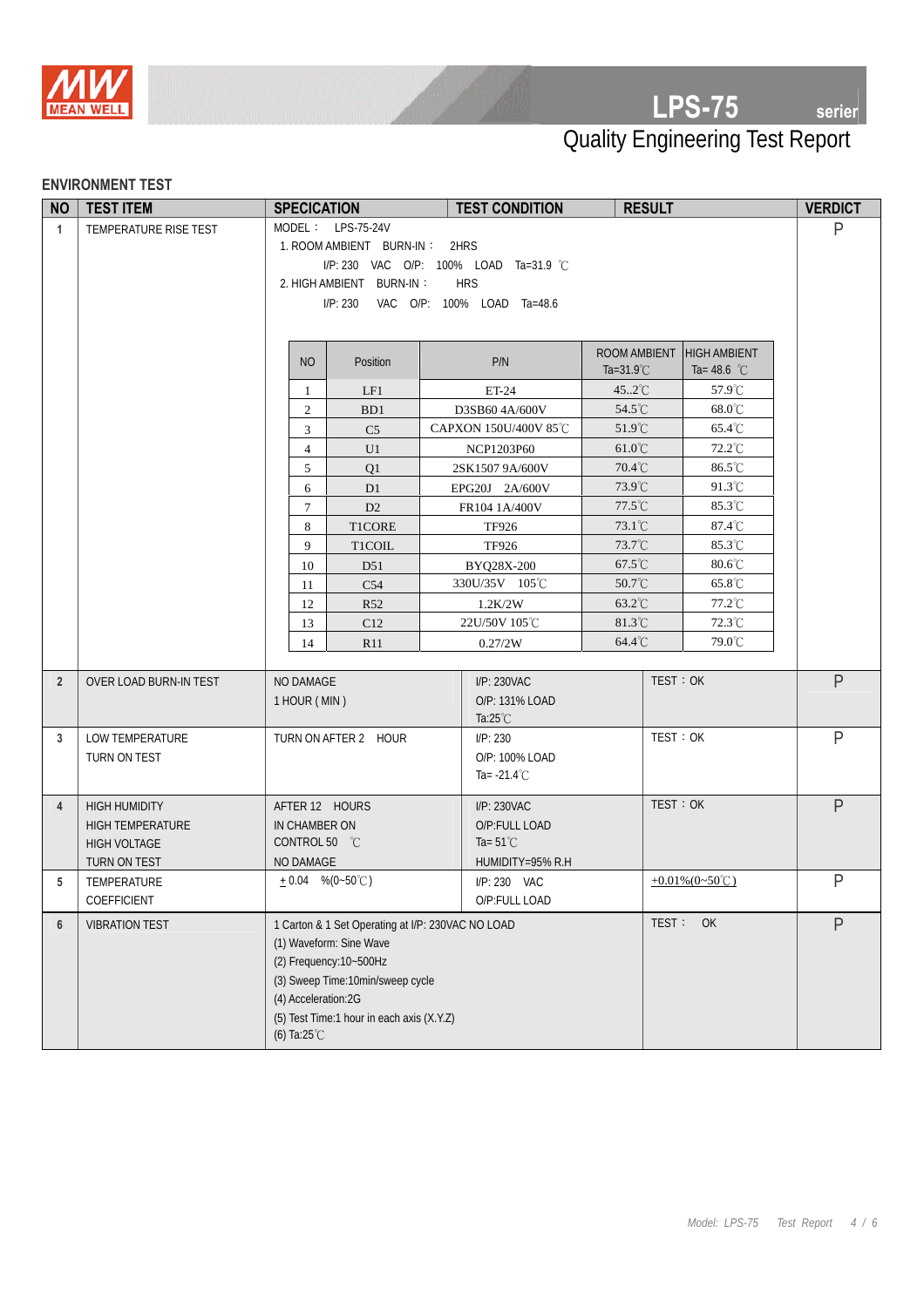# LPS-75 serier

## Quality Engineering Test Report

### ENVIRONMENT TEST

| NO | TEST ITEM | SPECICATION | TEST CONDITION | RESULT | VERDICT |
|---|---|---|---|---|---|
| 1 | TEMPERATURE RISE TEST | MODEL： LPS-75-24V<br>1. ROOM AMBIENT BURN-IN： 2HRS<br>I/P: 230 VAC O/P: 100% LOAD Ta=31.9 ℃<br>2. HIGH AMBIENT BURN-IN： HRS<br>I/P: 230 VAC O/P: 100% LOAD Ta=48.6 | | | P |

| NO | Position | P/N | ROOM AMBIENT Ta=31.9℃ | HIGH AMBIENT Ta= 48.6 ℃ |
|---|---|---|---|---|
| 1 | LF1 | ET-24 | 45..2℃ | 57.9℃ |
| 2 | BD1 | D3SB60 4A/600V | 54.5℃ | 68.0℃ |
| 3 | C5 | CAPXON 150U/400V 85℃ | 51.9℃ | 65.4℃ |
| 4 | U1 | NCP1203P60 | 61.0℃ | 72.2℃ |
| 5 | Q1 | 2SK1507 9A/600V | 70.4℃ | 86.5℃ |
| 6 | D1 | EPG20J 2A/600V | 73.9℃ | 91.3℃ |
| 7 | D2 | FR104 1A/400V | 77.5℃ | 85.3℃ |
| 8 | T1CORE | TF926 | 73.1℃ | 87.4℃ |
| 9 | T1COIL | TF926 | 73.7℃ | 85.3℃ |
| 10 | D51 | BYQ28X-200 | 67.5℃ | 80.6℃ |
| 11 | C54 | 330U/35V 105℃ | 50.7℃ | 65.8℃ |
| 12 | R52 | 1.2K/2W | 63.2℃ | 77.2℃ |
| 13 | C12 | 22U/50V 105℃ | 81.3℃ | 72.3℃ |
| 14 | R11 | 0.27/2W | 64.4℃ | 79.0℃ |

| NO | TEST ITEM | SPECICATION | TEST CONDITION | RESULT | VERDICT |
|---|---|---|---|---|---|
| 2 | OVER LOAD BURN-IN TEST | NO DAMAGE<br>1 HOUR ( MIN ) | I/P: 230VAC<br>O/P: 131% LOAD<br>Ta:25℃ | TEST：OK | P |
| 3 | LOW TEMPERATURE TURN ON TEST | TURN ON AFTER 2 HOUR | I/P: 230<br>O/P: 100% LOAD<br>Ta= -21.4℃ | TEST：OK | P |
| 4 | HIGH HUMIDITY HIGH TEMPERATURE HIGH VOLTAGE TURN ON TEST | AFTER 12 HOURS<br>IN CHAMBER ON<br>CONTROL 50 ℃<br>NO DAMAGE | I/P: 230VAC<br>O/P:FULL LOAD<br>Ta= 51℃<br>HUMIDITY=95% R.H | TEST：OK | P |
| 5 | TEMPERATURE COEFFICIENT | ±0.04 %(0~50℃) | I/P: 230 VAC<br>O/P:FULL LOAD | ±0.01%(0~50℃) | P |
| 6 | VIBRATION TEST | 1 Carton & 1 Set Operating at I/P: 230VAC NO LOAD<br>(1) Waveform: Sine Wave<br>(2) Frequency:10~500Hz<br>(3) Sweep Time:10min/sweep cycle<br>(4) Acceleration:2G<br>(5) Test Time:1 hour in each axis (X.Y.Z)<br>(6) Ta:25℃ | | TEST： OK | P |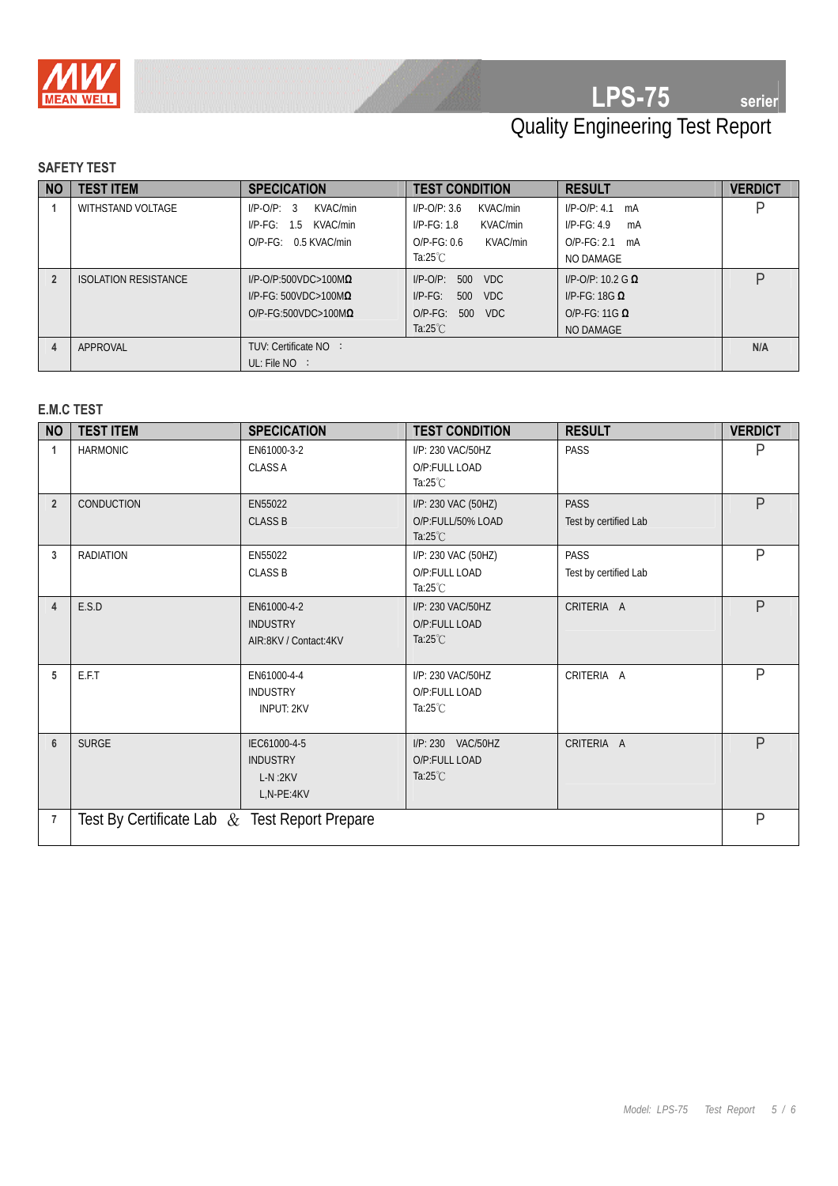# LPS-75 serier

## Quality Engineering Test Report

### SAFETY TEST

| NO | TEST ITEM | SPECICATION | TEST CONDITION | RESULT | VERDICT |
|---|---|---|---|---|---|
| 1 | WITHSTAND VOLTAGE | I/P-O/P: 3 KVAC/min<br>I/P-FG: 1.5 KVAC/min<br>O/P-FG: 0.5 KVAC/min | I/P-O/P: 3.6 KVAC/min<br>I/P-FG: 1.8 KVAC/min<br>O/P-FG: 0.6 KVAC/min<br>Ta:25℃ | I/P-O/P: 4.1 mA<br>I/P-FG: 4.9 mA<br>O/P-FG: 2.1 mA<br>NO DAMAGE | P |
| 2 | ISOLATION RESISTANCE | I/P-O/P:500VDC>100MΩ<br>I/P-FG: 500VDC>100MΩ<br>O/P-FG:500VDC>100MΩ | I/P-O/P: 500 VDC<br>I/P-FG: 500 VDC<br>O/P-FG: 500 VDC<br>Ta:25℃ | I/P-O/P: 10.2 G Ω<br>I/P-FG: 18G Ω<br>O/P-FG: 11G Ω<br>NO DAMAGE | P |
| 4 | APPROVAL | TUV: Certificate NO ：<br>UL: File NO ： | | | N/A |

### E.M.C TEST

| NO | TEST ITEM | SPECICATION | TEST CONDITION | RESULT | VERDICT |
|---|---|---|---|---|---|
| 1 | HARMONIC | EN61000-3-2<br>CLASS A | I/P: 230 VAC/50HZ<br>O/P:FULL LOAD<br>Ta:25℃ | PASS | P |
| 2 | CONDUCTION | EN55022<br>CLASS B | I/P: 230 VAC (50HZ)<br>O/P:FULL/50% LOAD<br>Ta:25℃ | PASS<br>Test by certified Lab | P |
| 3 | RADIATION | EN55022<br>CLASS B | I/P: 230 VAC (50HZ)<br>O/P:FULL LOAD<br>Ta:25℃ | PASS<br>Test by certified Lab | P |
| 4 | E.S.D | EN61000-4-2<br>INDUSTRY<br>AIR:8KV / Contact:4KV | I/P: 230 VAC/50HZ<br>O/P:FULL LOAD<br>Ta:25℃ | CRITERIA A | P |
| 5 | E.F.T | EN61000-4-4<br>INDUSTRY<br>INPUT: 2KV | I/P: 230 VAC/50HZ<br>O/P:FULL LOAD<br>Ta:25℃ | CRITERIA A | P |
| 6 | SURGE | IEC61000-4-5<br>INDUSTRY<br>L-N :2KV<br>L,N-PE:4KV | I/P: 230 VAC/50HZ<br>O/P:FULL LOAD<br>Ta:25℃ | CRITERIA A | P |
| 7 | Test By Certificate Lab & Test Report Prepare | | | | P |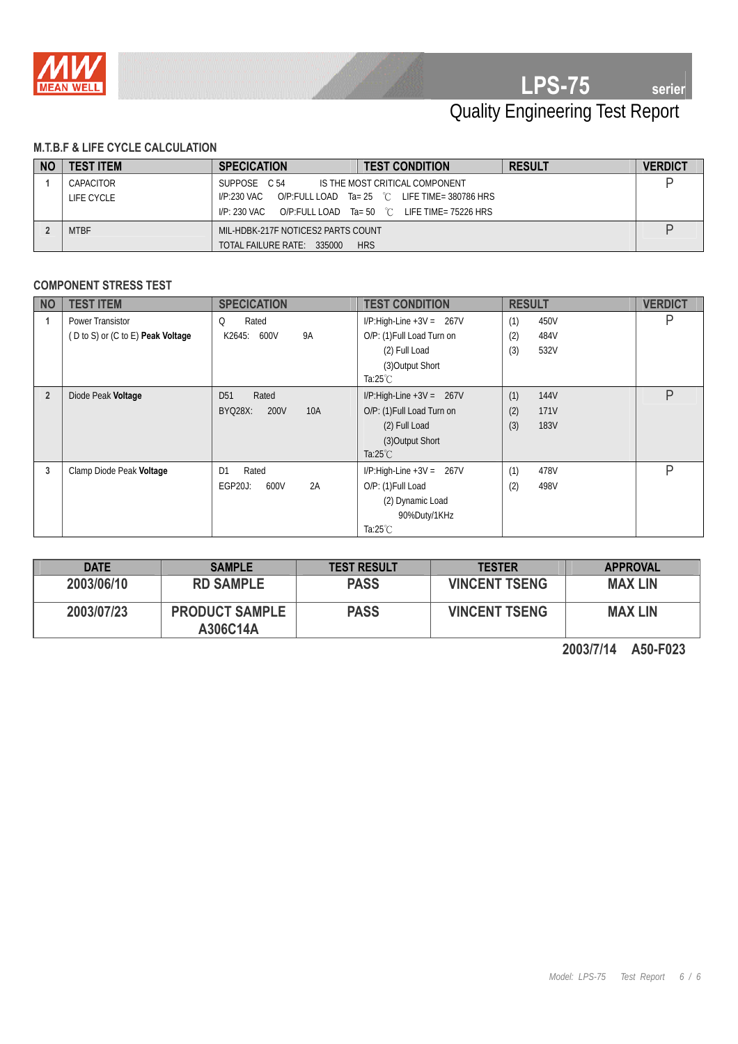# LPS-75 serier

## Quality Engineering Test Report

### M.T.B.F & LIFE CYCLE CALCULATION

| NO | TEST ITEM | SPECICATION | TEST CONDITION | RESULT | VERDICT |
|---|---|---|---|---|---|
| 1 | CAPACITOR<br>LIFE CYCLE | SUPPOSE C 54 IS THE MOST CRITICAL COMPONENT<br>I/P:230 VAC O/P:FULL LOAD Ta= 25 ℃ LIFE TIME= 380786 HRS<br>I/P: 230 VAC O/P:FULL LOAD Ta= 50 ℃ LIFE TIME= 75226 HRS | | | P |
| 2 | MTBF | MIL-HDBK-217F NOTICES2 PARTS COUNT<br>TOTAL FAILURE RATE: 335000 HRS | | | P |

### COMPONENT STRESS TEST

| NO | TEST ITEM | SPECICATION | TEST CONDITION | RESULT | VERDICT |
|---|---|---|---|---|---|
| 1 | Power Transistor<br>( D to S) or (C to E) **Peak Voltage** | Q Rated<br>K2645: 600V 9A | I/P:High-Line +3V = 267V<br>O/P: (1)Full Load Turn on<br>(2) Full Load<br>(3)Output Short<br>Ta:25℃ | (1) 450V<br>(2) 484V<br>(3) 532V | P |
| 2 | Diode Peak **Voltage** | D51 Rated<br>BYQ28X: 200V 10A | I/P:High-Line +3V = 267V<br>O/P: (1)Full Load Turn on<br>(2) Full Load<br>(3)Output Short<br>Ta:25℃ | (1) 144V<br>(2) 171V<br>(3) 183V | P |
| 3 | Clamp Diode Peak **Voltage** | D1 Rated<br>EGP20J: 600V 2A | I/P:High-Line +3V = 267V<br>O/P: (1)Full Load<br>(2) Dynamic Load<br>90%Duty/1KHz<br>Ta:25℃ | (1) 478V<br>(2) 498V | P |

| DATE | SAMPLE | TEST RESULT | TESTER | APPROVAL |
|---|---|---|---|---|
| 2003/06/10 | RD SAMPLE | PASS | VINCENT TSENG | MAX LIN |
| 2003/07/23 | PRODUCT SAMPLE<br>A306C14A | PASS | VINCENT TSENG | MAX LIN |

2003/7/14 A50-F023